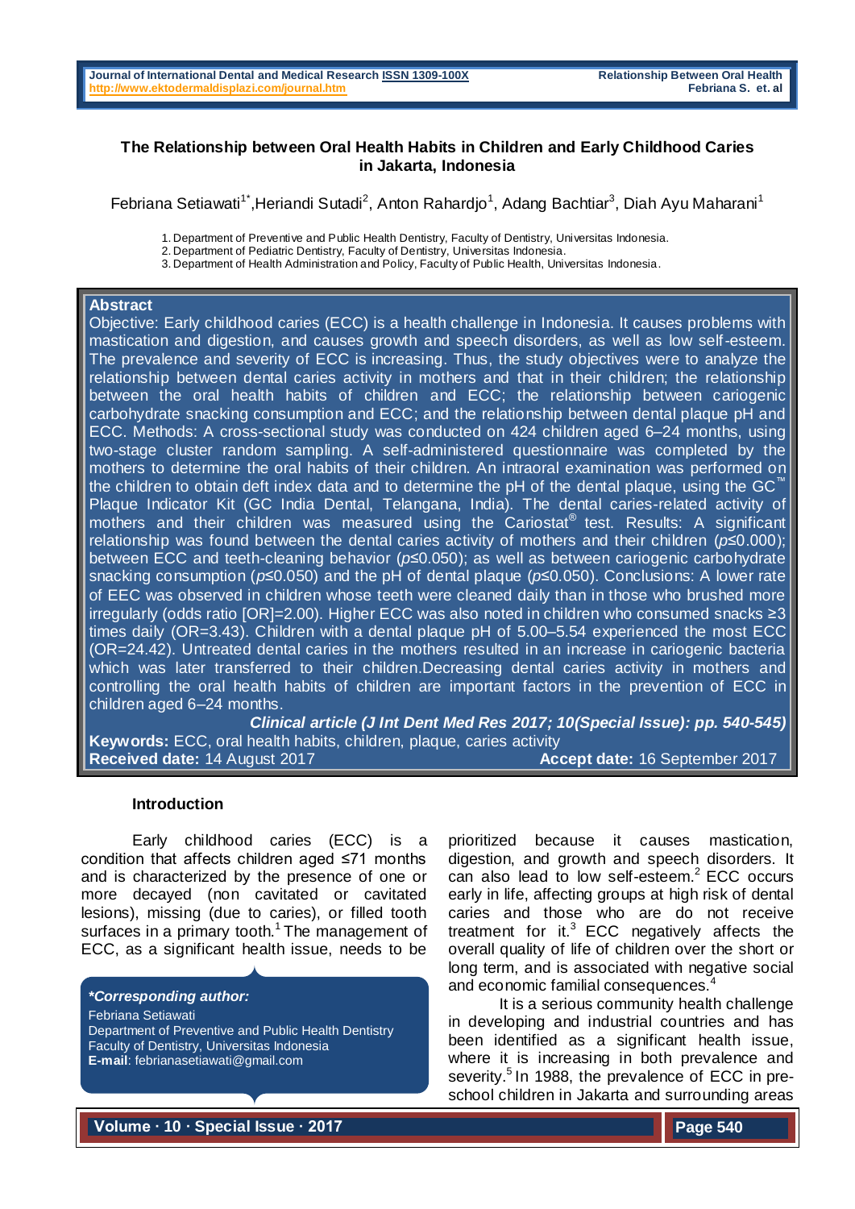# The Relationship between Oral Health Habits in Children and Early Childhood Caries in Jakarta, Indonesia

Febriana Setiawati[1*], Heriandi Sutadi[2], Anton Rahardjo[1], Adang Bachtiar[3], Diah Ayu Maharani[1]

1. Department of Preventive and Public Health Dentistry, Faculty of Dentistry, Universitas Indonesia.
2. Department of Pediatric Dentistry, Faculty of Dentistry, Universitas Indonesia.
3. Department of Health Administration and Policy, Faculty of Public Health, Universitas Indonesia.

## Abstract

Objective: Early childhood caries (ECC) is a health challenge in Indonesia. It causes problems with mastication and digestion, and causes growth and speech disorders, as well as low self-esteem. The prevalence and severity of ECC is increasing. Thus, the study objectives were to analyze the relationship between dental caries activity in mothers and that in their children; the relationship between the oral health habits of children and ECC; the relationship between cariogenic carbohydrate snacking consumption and ECC; and the relationship between dental plaque pH and ECC. Methods: A cross-sectional study was conducted on 424 children aged 6–24 months, using two-stage cluster random sampling. A self-administered questionnaire was completed by the mothers to determine the oral habits of their children. An intraoral examination was performed on the children to obtain deft index data and to determine the pH of the dental plaque, using the GC™ Plaque Indicator Kit (GC India Dental, Telangana, India). The dental caries-related activity of mothers and their children was measured using the Cariostat® test. Results: A significant relationship was found between the dental caries activity of mothers and their children (*p*≤0.000); between ECC and teeth-cleaning behavior (*p*≤0.050); as well as between cariogenic carbohydrate snacking consumption (*p*≤0.050) and the pH of dental plaque (*p*≤0.050). Conclusions: A lower rate of EEC was observed in children whose teeth were cleaned daily than in those who brushed more irregularly (odds ratio [OR]=2.00). Higher ECC was also noted in children who consumed snacks ≥3 times daily (OR=3.43). Children with a dental plaque pH of 5.00–5.54 experienced the most ECC (OR=24.42). Untreated dental caries in the mothers resulted in an increase in cariogenic bacteria which was later transferred to their children.Decreasing dental caries activity in mothers and controlling the oral health habits of children are important factors in the prevention of ECC in children aged 6–24 months.

***Clinical article (J Int Dent Med Res 2017; 10(Special Issue): pp. 540-545)***

**Keywords:** ECC, oral health habits, children, plaque, caries activity

**Received date:** 14 August 2017 **Accept date:** 16 September 2017

## Introduction

Early childhood caries (ECC) is a condition that affects children aged ≤71 months and is characterized by the presence of one or more decayed (non cavitated or cavitated lesions), missing (due to caries), or filled tooth surfaces in a primary tooth.[1] The management of ECC, as a significant health issue, needs to be prioritized because it causes mastication, digestion, and growth and speech disorders. It can also lead to low self-esteem.[2] ECC occurs early in life, affecting groups at high risk of dental caries and those who are do not receive treatment for it.[3] ECC negatively affects the overall quality of life of children over the short or long term, and is associated with negative social and economic familial consequences.[4]

It is a serious community health challenge in developing and industrial countries and has been identified as a significant health issue, where it is increasing in both prevalence and severity.[5] In 1988, the prevalence of ECC in pre-school children in Jakarta and surrounding areas

***Corresponding author:**
Febriana Setiawati
Department of Preventive and Public Health Dentistry
Faculty of Dentistry, Universitas Indonesia
**E-mail**: febrianasetiawati@gmail.com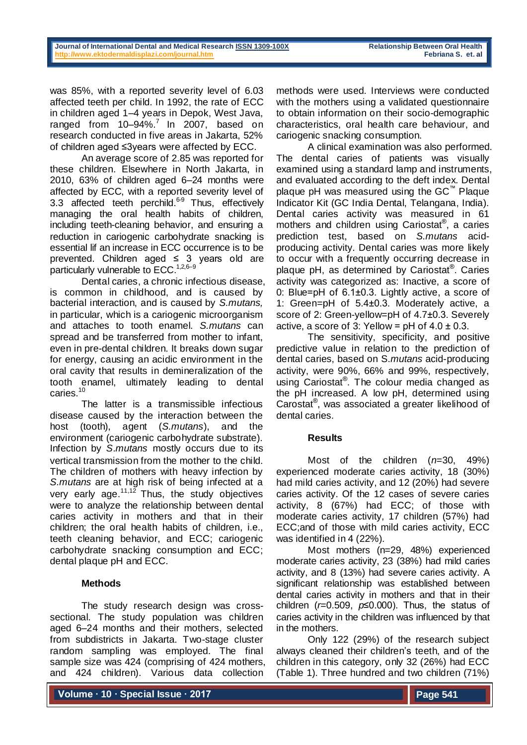was 85%, with a reported severity level of 6.03 affected teeth per child. In 1992, the rate of ECC in children aged 1–4 years in Depok, West Java, ranged from 10–94%.[7] In 2007, based on research conducted in five areas in Jakarta, 52% of children aged ≤3years were affected by ECC.

An average score of 2.85 was reported for these children. Elsewhere in North Jakarta, in 2010, 63% of children aged 6–24 months were affected by ECC, with a reported severity level of 3.3 affected teeth perchild.[6-9] Thus, effectively managing the oral health habits of children, including teeth-cleaning behavior, and ensuring a reduction in cariogenic carbohydrate snacking is essential lif an increase in ECC occurrence is to be prevented. Children aged ≤ 3 years old are particularly vulnerable to ECC.[1,2,6–9]

Dental caries, a chronic infectious disease, is common in childhood, and is caused by bacterial interaction, and is caused by *S.mutans,* in particular, which is a cariogenic microorganism and attaches to tooth enamel. *S.mutans* can spread and be transferred from mother to infant, even in pre-dental children. It breaks down sugar for energy, causing an acidic environment in the oral cavity that results in demineralization of the tooth enamel, ultimately leading to dental caries.[10]

The latter is a transmissible infectious disease caused by the interaction between the host (tooth), agent (*S.mutans*), and the environment (cariogenic carbohydrate substrate). Infection by *S.mutans* mostly occurs due to its vertical transmission from the mother to the child. The children of mothers with heavy infection by *S.mutans* are at high risk of being infected at a very early age.[11,12] Thus, the study objectives were to analyze the relationship between dental caries activity in mothers and that in their children; the oral health habits of children, i.e., teeth cleaning behavior, and ECC; cariogenic carbohydrate snacking consumption and ECC; dental plaque pH and ECC.

## Methods

The study research design was cross-sectional. The study population was children aged 6–24 months and their mothers, selected from subdistricts in Jakarta. Two-stage cluster random sampling was employed. The final sample size was 424 (comprising of 424 mothers, and 424 children). Various data collection methods were used. Interviews were conducted with the mothers using a validated questionnaire to obtain information on their socio-demographic characteristics, oral health care behaviour, and cariogenic snacking consumption.

A clinical examination was also performed. The dental caries of patients was visually examined using a standard lamp and instruments, and evaluated according to the deft index. Dental plaque pH was measured using the GC™ Plaque Indicator Kit (GC India Dental, Telangana, India). Dental caries activity was measured in 61 mothers and children using Cariostat®, a caries prediction test, based on *S.mutans* acid-producing activity. Dental caries was more likely to occur with a frequently occurring decrease in plaque pH, as determined by Cariostat®. Caries activity was categorized as: Inactive, a score of 0: Blue=pH of 6.1±0.3. Lightly active, a score of 1: Green=pH of 5.4±0.3. Moderately active, a score of 2: Green-yellow=pH of 4.7±0.3. Severely active, a score of 3: Yellow = pH of 4.0 ± 0.3.

The sensitivity, specificity, and positive predictive value in relation to the prediction of dental caries, based on S.*mutans* acid-producing activity, were 90%, 66% and 99%, respectively, using Cariostat®. The colour media changed as the pH increased. A low pH, determined using Carostat®, was associated a greater likelihood of dental caries.

## Results

Most of the children (*n*=30, 49%) experienced moderate caries activity, 18 (30%) had mild caries activity, and 12 (20%) had severe caries activity. Of the 12 cases of severe caries activity, 8 (67%) had ECC; of those with moderate caries activity, 17 children (57%) had ECC;and of those with mild caries activity, ECC was identified in 4 (22%).

Most mothers (n=29, 48%) experienced moderate caries activity, 23 (38%) had mild caries activity, and 8 (13%) had severe caries activity. A significant relationship was established between dental caries activity in mothers and that in their children ($r$=0.509, $p$≤0.000). Thus, the status of caries activity in the children was influenced by that in the mothers.

Only 122 (29%) of the research subject always cleaned their children's teeth, and of the children in this category, only 32 (26%) had ECC (Table 1). Three hundred and two children (71%)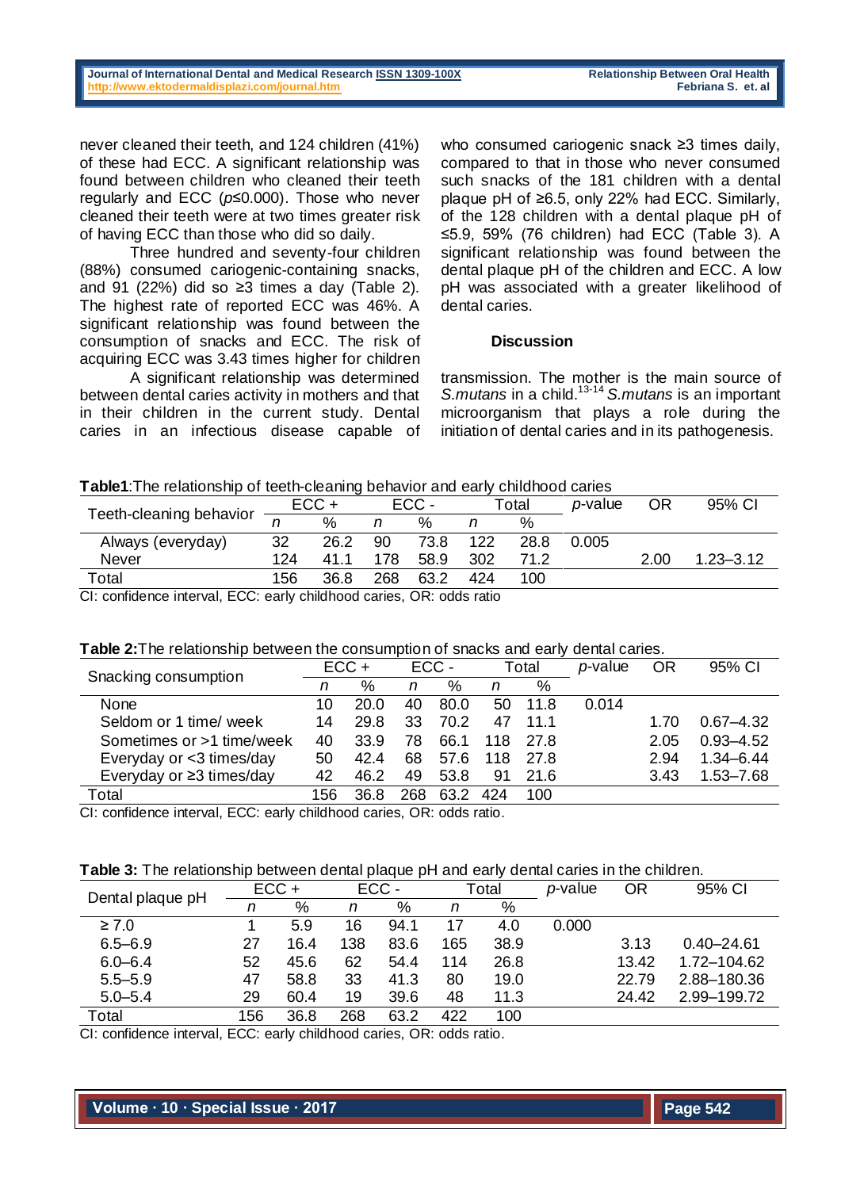never cleaned their teeth, and 124 children (41%) of these had ECC. A significant relationship was found between children who cleaned their teeth regularly and ECC ($p \leq 0.000$). Those who never cleaned their teeth were at two times greater risk of having ECC than those who did so daily.

Three hundred and seventy-four children (88%) consumed cariogenic-containing snacks, and 91 (22%) did so ≥3 times a day (Table 2). The highest rate of reported ECC was 46%. A significant relationship was found between the consumption of snacks and ECC. The risk of acquiring ECC was 3.43 times higher for children who consumed cariogenic snack ≥3 times daily, compared to that in those who never consumed such snacks of the 181 children with a dental plaque pH of ≥6.5, only 22% had ECC. Similarly, of the 128 children with a dental plaque pH of ≤5.9, 59% (76 children) had ECC (Table 3). A significant relationship was found between the dental plaque pH of the children and ECC. A low pH was associated with a greater likelihood of dental caries.

A significant relationship was determined between dental caries activity in mothers and that in their children in the current study. Dental caries in an infectious disease capable of

## Discussion

transmission. The mother is the main source of *S.mutans* in a child.[13-14] *S.mutans* is an important microorganism that plays a role during the initiation of dental caries and in its pathogenesis.

**Table1**:The relationship of teeth-cleaning behavior and early childhood caries

| Teeth-cleaning behavior | ECC + | | ECC - | | Total | | *p*-value | OR | 95% CI |
|---|---|---|---|---|---|---|---|---|---|
| | *n* | % | *n* | % | *n* | % | | | |
| Always (everyday) | 32 | 26.2 | 90 | 73.8 | 122 | 28.8 | 0.005 | | |
| Never | 124 | 41.1 | 178 | 58.9 | 302 | 71.2 | | 2.00 | 1.23–3.12 |
| Total | 156 | 36.8 | 268 | 63.2 | 424 | 100 | | | |

CI: confidence interval, ECC: early childhood caries, OR: odds ratio

**Table 2:**The relationship between the consumption of snacks and early dental caries.

| Snacking consumption | ECC + | | ECC - | | Total | | *p*-value | OR | 95% CI |
|---|---|---|---|---|---|---|---|---|---|
| | *n* | % | *n* | % | *n* | % | | | |
| None | 10 | 20.0 | 40 | 80.0 | 50 | 11.8 | 0.014 | | |
| Seldom or 1 time/ week | 14 | 29.8 | 33 | 70.2 | 47 | 11.1 | | 1.70 | 0.67–4.32 |
| Sometimes or >1 time/week | 40 | 33.9 | 78 | 66.1 | 118 | 27.8 | | 2.05 | 0.93–4.52 |
| Everyday or <3 times/day | 50 | 42.4 | 68 | 57.6 | 118 | 27.8 | | 2.94 | 1.34–6.44 |
| Everyday or ≥3 times/day | 42 | 46.2 | 49 | 53.8 | 91 | 21.6 | | 3.43 | 1.53–7.68 |
| Total | 156 | 36.8 | 268 | 63.2 | 424 | 100 | | | |

CI: confidence interval, ECC: early childhood caries, OR: odds ratio.

**Table 3:** The relationship between dental plaque pH and early dental caries in the children.

| Dental plaque pH | ECC + | | ECC - | | Total | | *p*-value | OR | 95% CI |
|---|---|---|---|---|---|---|---|---|---|
| | *n* | % | *n* | % | *n* | % | | | |
| ≥ 7.0 | 1 | 5.9 | 16 | 94.1 | 17 | 4.0 | 0.000 | | |
| 6.5–6.9 | 27 | 16.4 | 138 | 83.6 | 165 | 38.9 | | 3.13 | 0.40–24.61 |
| 6.0–6.4 | 52 | 45.6 | 62 | 54.4 | 114 | 26.8 | | 13.42 | 1.72–104.62 |
| 5.5–5.9 | 47 | 58.8 | 33 | 41.3 | 80 | 19.0 | | 22.79 | 2.88–180.36 |
| 5.0–5.4 | 29 | 60.4 | 19 | 39.6 | 48 | 11.3 | | 24.42 | 2.99–199.72 |
| Total | 156 | 36.8 | 268 | 63.2 | 422 | 100 | | | |

CI: confidence interval, ECC: early childhood caries, OR: odds ratio.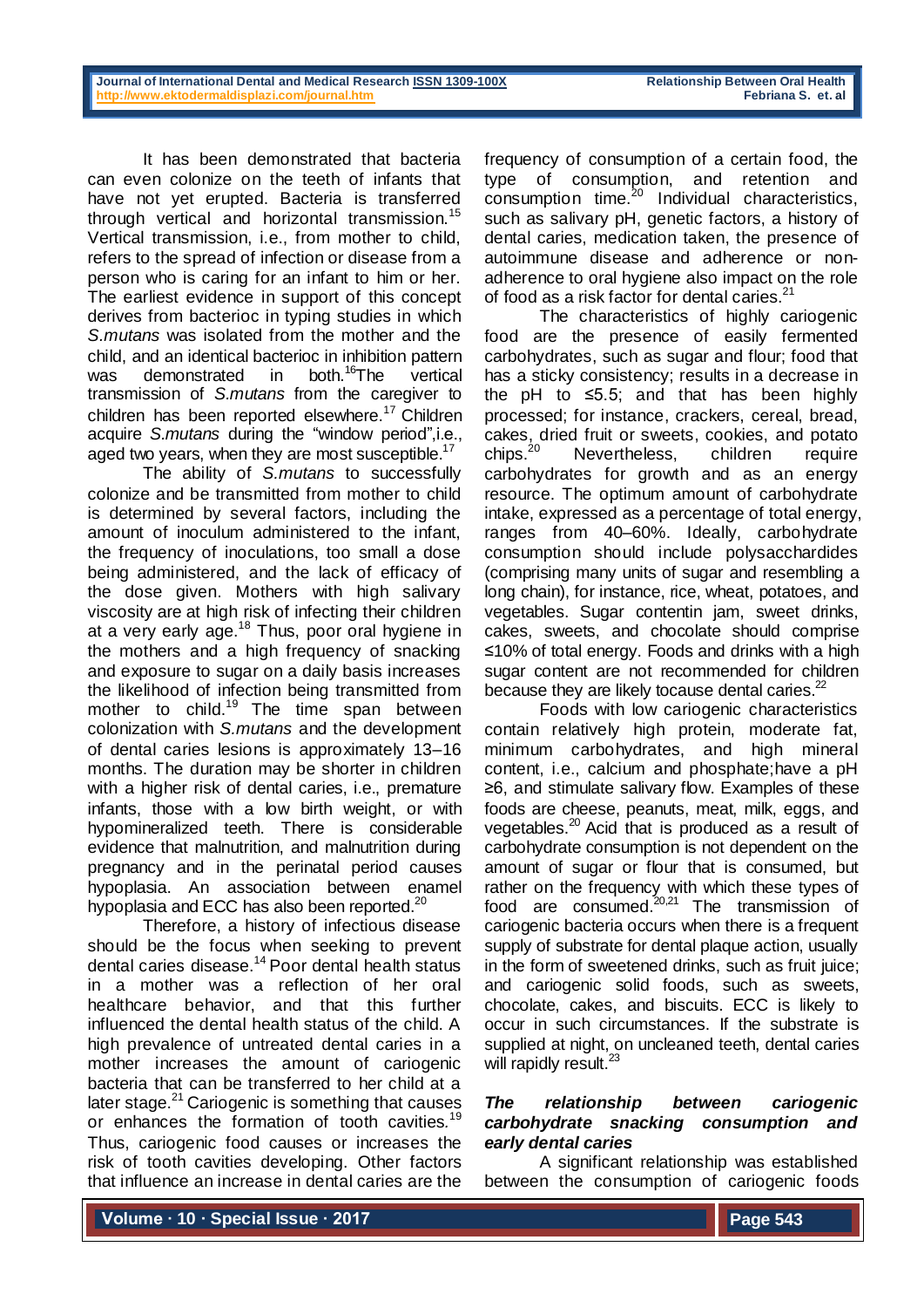It has been demonstrated that bacteria can even colonize on the teeth of infants that have not yet erupted. Bacteria is transferred through vertical and horizontal transmission.[15] Vertical transmission, i.e., from mother to child, refers to the spread of infection or disease from a person who is caring for an infant to him or her. The earliest evidence in support of this concept derives from bacterioc in typing studies in which *S.mutans* was isolated from the mother and the child, and an identical bacterioc in inhibition pattern was demonstrated in both.[16]The vertical transmission of *S.mutans* from the caregiver to children has been reported elsewhere.[17] Children acquire *S.mutans* during the "window period",i.e., aged two years, when they are most susceptible.[17]

The ability of *S.mutans* to successfully colonize and be transmitted from mother to child is determined by several factors, including the amount of inoculum administered to the infant, the frequency of inoculations, too small a dose being administered, and the lack of efficacy of the dose given. Mothers with high salivary viscosity are at high risk of infecting their children at a very early age.[18] Thus, poor oral hygiene in the mothers and a high frequency of snacking and exposure to sugar on a daily basis increases the likelihood of infection being transmitted from mother to child.[19] The time span between colonization with *S.mutans* and the development of dental caries lesions is approximately 13–16 months. The duration may be shorter in children with a higher risk of dental caries, i.e., premature infants, those with a low birth weight, or with hypomineralized teeth. There is considerable evidence that malnutrition, and malnutrition during pregnancy and in the perinatal period causes hypoplasia. An association between enamel hypoplasia and ECC has also been reported.[20]

Therefore, a history of infectious disease should be the focus when seeking to prevent dental caries disease.[14] Poor dental health status in a mother was a reflection of her oral healthcare behavior, and that this further influenced the dental health status of the child. A high prevalence of untreated dental caries in a mother increases the amount of cariogenic bacteria that can be transferred to her child at a later stage.[21] Cariogenic is something that causes or enhances the formation of tooth cavities.[19] Thus, cariogenic food causes or increases the risk of tooth cavities developing. Other factors that influence an increase in dental caries are the frequency of consumption of a certain food, the type of consumption, and retention and consumption time.[20] Individual characteristics, such as salivary pH, genetic factors, a history of dental caries, medication taken, the presence of autoimmune disease and adherence or non-adherence to oral hygiene also impact on the role of food as a risk factor for dental caries.[21]

The characteristics of highly cariogenic food are the presence of easily fermented carbohydrates, such as sugar and flour; food that has a sticky consistency; results in a decrease in the pH to ≤5.5; and that has been highly processed; for instance, crackers, cereal, bread, cakes, dried fruit or sweets, cookies, and potato chips.[20] Nevertheless, children require carbohydrates for growth and as an energy resource. The optimum amount of carbohydrate intake, expressed as a percentage of total energy, ranges from 40–60%. Ideally, carbohydrate consumption should include polysacchardides (comprising many units of sugar and resembling a long chain), for instance, rice, wheat, potatoes, and vegetables. Sugar contentin jam, sweet drinks, cakes, sweets, and chocolate should comprise ≤10% of total energy. Foods and drinks with a high sugar content are not recommended for children because they are likely tocause dental caries.[22]

Foods with low cariogenic characteristics contain relatively high protein, moderate fat, minimum carbohydrates, and high mineral content, i.e., calcium and phosphate;have a pH ≥6, and stimulate salivary flow. Examples of these foods are cheese, peanuts, meat, milk, eggs, and vegetables.[20] Acid that is produced as a result of carbohydrate consumption is not dependent on the amount of sugar or flour that is consumed, but rather on the frequency with which these types of food are consumed.[20,21] The transmission of cariogenic bacteria occurs when there is a frequent supply of substrate for dental plaque action, usually in the form of sweetened drinks, such as fruit juice; and cariogenic solid foods, such as sweets, chocolate, cakes, and biscuits. ECC is likely to occur in such circumstances. If the substrate is supplied at night, on uncleaned teeth, dental caries will rapidly result.[23]

### *The relationship between cariogenic carbohydrate snacking consumption and early dental caries*

A significant relationship was established between the consumption of cariogenic foods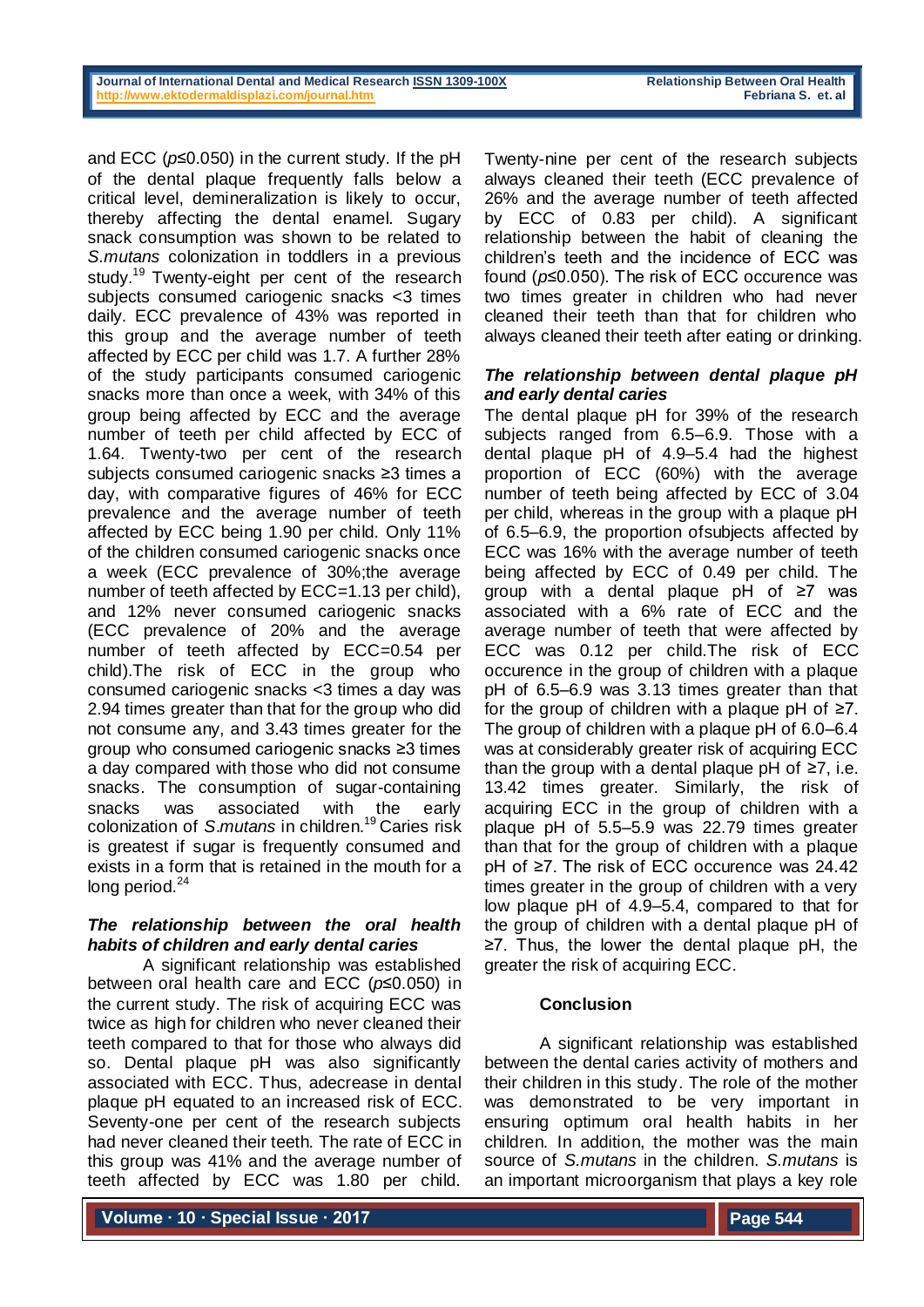and ECC ($p \leq 0.050$) in the current study. If the pH of the dental plaque frequently falls below a critical level, demineralization is likely to occur, thereby affecting the dental enamel. Sugary snack consumption was shown to be related to *S.mutans* colonization in toddlers in a previous study.[19] Twenty-eight per cent of the research subjects consumed cariogenic snacks <3 times daily. ECC prevalence of 43% was reported in this group and the average number of teeth affected by ECC per child was 1.7. A further 28% of the study participants consumed cariogenic snacks more than once a week, with 34% of this group being affected by ECC and the average number of teeth per child affected by ECC of 1.64. Twenty-two per cent of the research subjects consumed cariogenic snacks ≥3 times a day, with comparative figures of 46% for ECC prevalence and the average number of teeth affected by ECC being 1.90 per child. Only 11% of the children consumed cariogenic snacks once a week (ECC prevalence of 30%;the average number of teeth affected by ECC=1.13 per child), and 12% never consumed cariogenic snacks (ECC prevalence of 20% and the average number of teeth affected by ECC=0.54 per child).The risk of ECC in the group who consumed cariogenic snacks <3 times a day was 2.94 times greater than that for the group who did not consume any, and 3.43 times greater for the group who consumed cariogenic snacks ≥3 times a day compared with those who did not consume snacks. The consumption of sugar-containing snacks was associated with the early colonization of *S.mutans* in children.[19] Caries risk is greatest if sugar is frequently consumed and exists in a form that is retained in the mouth for a long period.[24]

***The relationship between the oral health habits of children and early dental caries***

A significant relationship was established between oral health care and ECC ($p \leq 0.050$) in the current study. The risk of acquiring ECC was twice as high for children who never cleaned their teeth compared to that for those who always did so. Dental plaque pH was also significantly associated with ECC. Thus, adecrease in dental plaque pH equated to an increased risk of ECC. Seventy-one per cent of the research subjects had never cleaned their teeth. The rate of ECC in this group was 41% and the average number of teeth affected by ECC was 1.80 per child. Twenty-nine per cent of the research subjects always cleaned their teeth (ECC prevalence of 26% and the average number of teeth affected by ECC of 0.83 per child). A significant relationship between the habit of cleaning the children's teeth and the incidence of ECC was found ($p \leq 0.050$). The risk of ECC occurence was two times greater in children who had never cleaned their teeth than that for children who always cleaned their teeth after eating or drinking.

***The relationship between dental plaque pH and early dental caries***

The dental plaque pH for 39% of the research subjects ranged from 6.5–6.9. Those with a dental plaque pH of 4.9–5.4 had the highest proportion of ECC (60%) with the average number of teeth being affected by ECC of 3.04 per child, whereas in the group with a plaque pH of 6.5–6.9, the proportion ofsubjects affected by ECC was 16% with the average number of teeth being affected by ECC of 0.49 per child. The group with a dental plaque pH of ≥7 was associated with a 6% rate of ECC and the average number of teeth that were affected by ECC was 0.12 per child.The risk of ECC occurence in the group of children with a plaque pH of 6.5–6.9 was 3.13 times greater than that for the group of children with a plaque pH of ≥7. The group of children with a plaque pH of 6.0–6.4 was at considerably greater risk of acquiring ECC than the group with a dental plaque pH of ≥7, i.e. 13.42 times greater. Similarly, the risk of acquiring ECC in the group of children with a plaque pH of 5.5–5.9 was 22.79 times greater than that for the group of children with a plaque pH of ≥7. The risk of ECC occurence was 24.42 times greater in the group of children with a very low plaque pH of 4.9–5.4, compared to that for the group of children with a dental plaque pH of ≥7. Thus, the lower the dental plaque pH, the greater the risk of acquiring ECC.

## Conclusion

A significant relationship was established between the dental caries activity of mothers and their children in this study. The role of the mother was demonstrated to be very important in ensuring optimum oral health habits in her children. In addition, the mother was the main source of *S.mutans* in the children. *S.mutans* is an important microorganism that plays a key role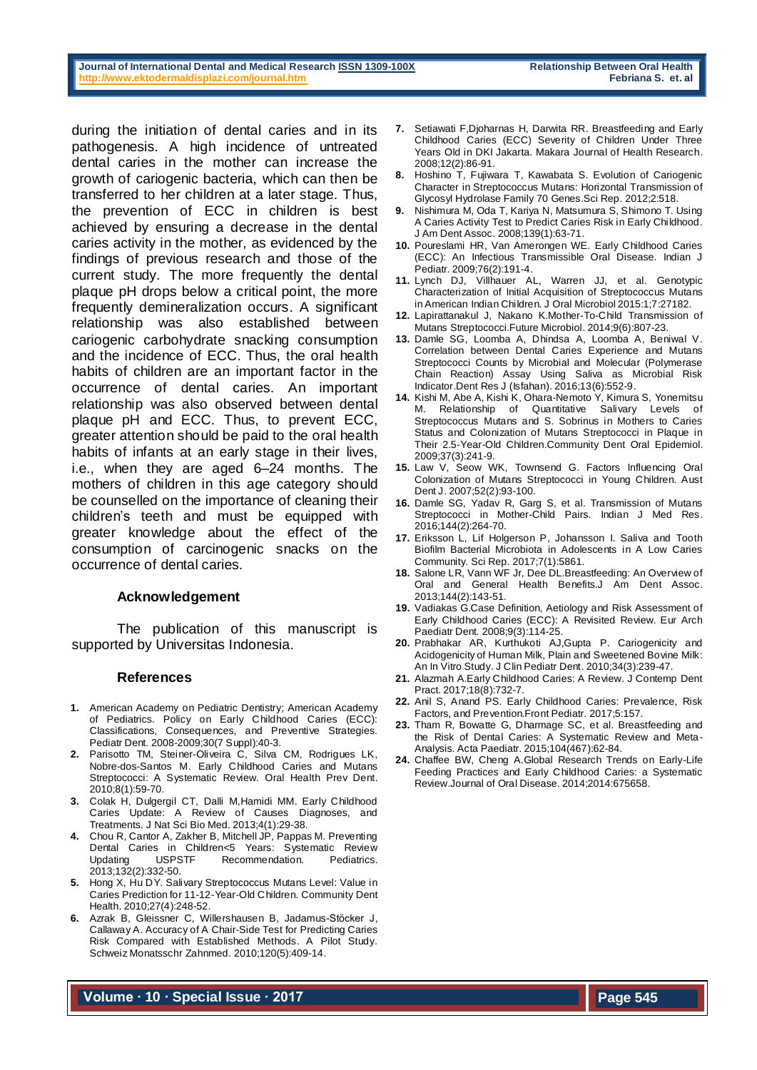during the initiation of dental caries and in its pathogenesis. A high incidence of untreated dental caries in the mother can increase the growth of cariogenic bacteria, which can then be transferred to her children at a later stage. Thus, the prevention of ECC in children is best achieved by ensuring a decrease in the dental caries activity in the mother, as evidenced by the findings of previous research and those of the current study. The more frequently the dental plaque pH drops below a critical point, the more frequently demineralization occurs. A significant relationship was also established between cariogenic carbohydrate snacking consumption and the incidence of ECC. Thus, the oral health habits of children are an important factor in the occurrence of dental caries. An important relationship was also observed between dental plaque pH and ECC. Thus, to prevent ECC, greater attention should be paid to the oral health habits of infants at an early stage in their lives, i.e., when they are aged 6–24 months. The mothers of children in this age category should be counselled on the importance of cleaning their children's teeth and must be equipped with greater knowledge about the effect of the consumption of carcinogenic snacks on the occurrence of dental caries.

### Acknowledgement

The publication of this manuscript is supported by Universitas Indonesia.

### References

1. American Academy on Pediatric Dentistry; American Academy of Pediatrics. Policy on Early Childhood Caries (ECC): Classifications, Consequences, and Preventive Strategies. Pediatr Dent. 2008-2009;30(7 Suppl):40-3.
2. Parisotto TM, Steiner-Oliveira C, Silva CM, Rodrigues LK, Nobre-dos-Santos M. Early Childhood Caries and Mutans Streptococci: A Systematic Review. Oral Health Prev Dent. 2010;8(1):59-70.
3. Colak H, Dulgergil CT, Dalli M,Hamidi MM. Early Childhood Caries Update: A Review of Causes Diagnoses, and Treatments. J Nat Sci Bio Med. 2013;4(1):29-38.
4. Chou R, Cantor A, Zakher B, Mitchell JP, Pappas M. Preventing Dental Caries in Children<5 Years: Systematic Review Updating USPSTF Recommendation. Pediatrics. 2013;132(2):332-50.
5. Hong X, Hu DY. Salivary Streptococcus Mutans Level: Value in Caries Prediction for 11-12-Year-Old Children. Community Dent Health. 2010;27(4):248-52.
6. Azrak B, Gleissner C, Willershausen B, Jadamus-Stöcker J, Callaway A. Accuracy of A Chair-Side Test for Predicting Caries Risk Compared with Established Methods. A Pilot Study. Schweiz Monatsschr Zahnmed. 2010;120(5):409-14.
7. Setiawati F,Djoharnas H, Darwita RR. Breastfeeding and Early Childhood Caries (ECC) Severity of Children Under Three Years Old in DKI Jakarta. Makara Journal of Health Research. 2008;12(2):86-91.
8. Hoshino T, Fujiwara T, Kawabata S. Evolution of Cariogenic Character in Streptococcus Mutans: Horizontal Transmission of Glycosyl Hydrolase Family 70 Genes.Sci Rep. 2012;2:518.
9. Nishimura M, Oda T, Kariya N, Matsumura S, Shimono T. Using A Caries Activity Test to Predict Caries Risk in Early Childhood. J Am Dent Assoc. 2008;139(1):63-71.
10. Poureslami HR, Van Amerongen WE. Early Childhood Caries (ECC): An Infectious Transmissible Oral Disease. Indian J Pediatr. 2009;76(2):191-4.
11. Lynch DJ, Villhauer AL, Warren JJ, et al. Genotypic Characterization of Initial Acquisition of Streptococcus Mutans in American Indian Children. J Oral Microbiol 2015:1;7:27182.
12. Lapirattanakul J, Nakano K.Mother-To-Child Transmission of Mutans Streptococci.Future Microbiol. 2014;9(6):807-23.
13. Damle SG, Loomba A, Dhindsa A, Loomba A, Beniwal V. Correlation between Dental Caries Experience and Mutans Streptococci Counts by Microbial and Molecular (Polymerase Chain Reaction) Assay Using Saliva as Microbial Risk Indicator.Dent Res J (Isfahan). 2016;13(6):552-9.
14. Kishi M, Abe A, Kishi K, Ohara-Nemoto Y, Kimura S, Yonemitsu M. Relationship of Quantitative Salivary Levels of Streptococcus Mutans and S. Sobrinus in Mothers to Caries Status and Colonization of Mutans Streptococci in Plaque in Their 2.5-Year-Old Children.Community Dent Oral Epidemiol. 2009;37(3):241-9.
15. Law V, Seow WK, Townsend G. Factors Influencing Oral Colonization of Mutans Streptococci in Young Children. Aust Dent J. 2007;52(2):93-100.
16. Damle SG, Yadav R, Garg S, et al. Transmission of Mutans Streptococci in Mother-Child Pairs. Indian J Med Res. 2016;144(2):264-70.
17. Eriksson L, Lif Holgerson P, Johansson I. Saliva and Tooth Biofilm Bacterial Microbiota in Adolescents in A Low Caries Community. Sci Rep. 2017;7(1):5861.
18. Salone LR, Vann WF Jr, Dee DL.Breastfeeding: An Overview of Oral and General Health Benefits.J Am Dent Assoc. 2013;144(2):143-51.
19. Vadiakas G.Case Definition, Aetiology and Risk Assessment of Early Childhood Caries (ECC): A Revisited Review. Eur Arch Paediatr Dent. 2008;9(3):114-25.
20. Prabhakar AR, Kurthukoti AJ,Gupta P. Cariogenicity and Acidogenicity of Human Milk, Plain and Sweetened Bovine Milk: An In Vitro Study. J Clin Pediatr Dent. 2010;34(3):239-47.
21. Alazmah A.Early Childhood Caries: A Review. J Contemp Dent Pract. 2017;18(8):732-7.
22. Anil S, Anand PS. Early Childhood Caries: Prevalence, Risk Factors, and Prevention.Front Pediatr. 2017;5:157.
23. Tham R, Bowatte G, Dharmage SC, et al. Breastfeeding and the Risk of Dental Caries: A Systematic Review and Meta-Analysis. Acta Paediatr. 2015;104(467):62-84.
24. Chaffee BW, Cheng A.Global Research Trends on Early-Life Feeding Practices and Early Childhood Caries: a Systematic Review.Journal of Oral Disease. 2014;2014:675658.